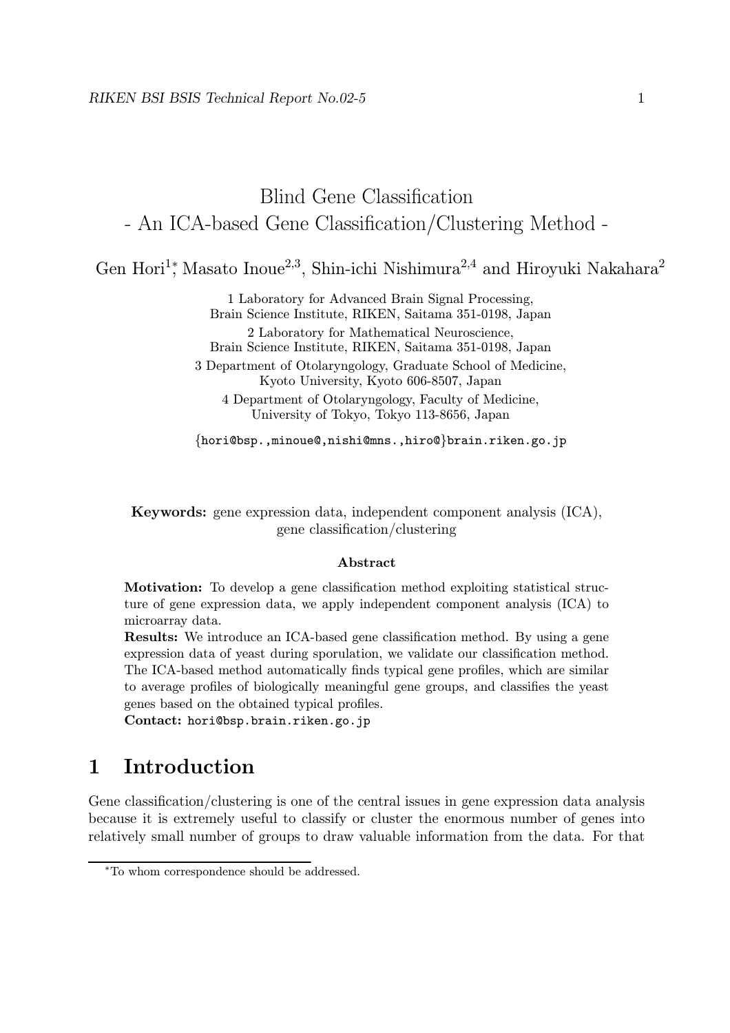# Blind Gene Classification
# - An ICA-based Gene Classification/Clustering Method -

Gen Hori[1*], Masato Inoue[2,3], Shin-ichi Nishimura[2,4] and Hiroyuki Nakahara[2]

1 Laboratory for Advanced Brain Signal Processing,
Brain Science Institute, RIKEN, Saitama 351-0198, Japan

2 Laboratory for Mathematical Neuroscience,
Brain Science Institute, RIKEN, Saitama 351-0198, Japan

3 Department of Otolaryngology, Graduate School of Medicine,
Kyoto University, Kyoto 606-8507, Japan

4 Department of Otolaryngology, Faculty of Medicine,
University of Tokyo, Tokyo 113-8656, Japan

{hori@bsp.,minoue@,nishi@mns.,hiro@}brain.riken.go.jp

**Keywords:** gene expression data, independent component analysis (ICA), gene classification/clustering

**Abstract**

**Motivation:** To develop a gene classification method exploiting statistical structure of gene expression data, we apply independent component analysis (ICA) to microarray data.

**Results:** We introduce an ICA-based gene classification method. By using a gene expression data of yeast during sporulation, we validate our classification method. The ICA-based method automatically finds typical gene profiles, which are similar to average profiles of biologically meaningful gene groups, and classifies the yeast genes based on the obtained typical profiles.

**Contact:** hori@bsp.brain.riken.go.jp

## 1 Introduction

Gene classification/clustering is one of the central issues in gene expression data analysis because it is extremely useful to classify or cluster the enormous number of genes into relatively small number of groups to draw valuable information from the data. For that

*To whom correspondence should be addressed.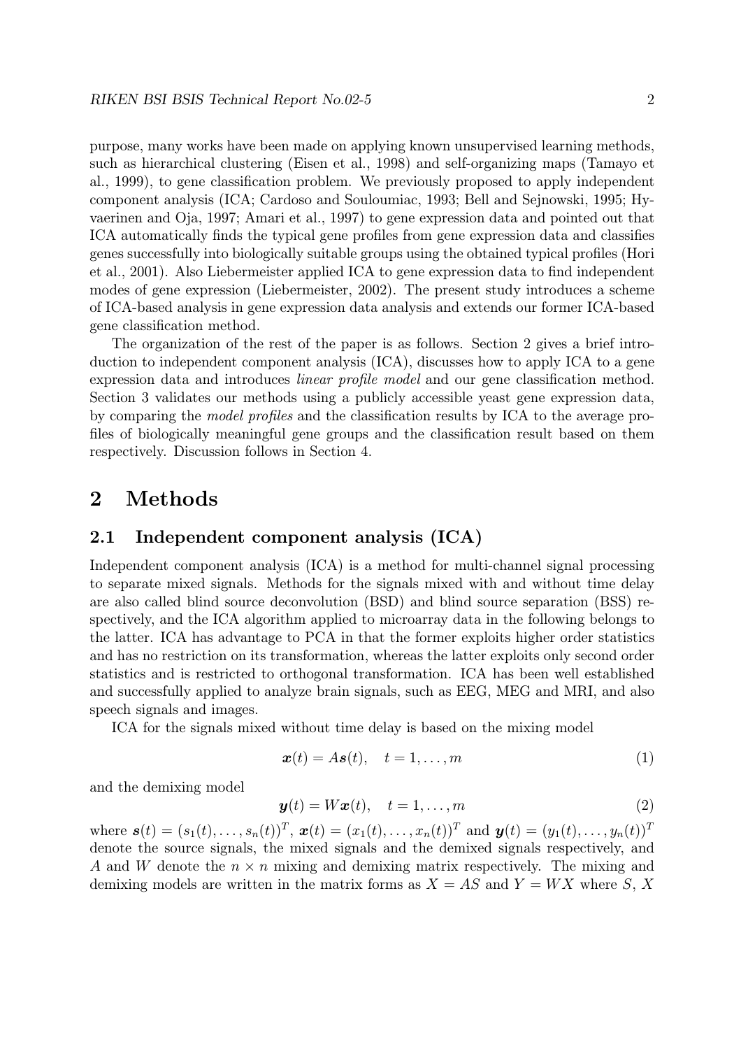purpose, many works have been made on applying known unsupervised learning methods, such as hierarchical clustering (Eisen et al., 1998) and self-organizing maps (Tamayo et al., 1999), to gene classification problem. We previously proposed to apply independent component analysis (ICA; Cardoso and Souloumiac, 1993; Bell and Sejnowski, 1995; Hyvaerinen and Oja, 1997; Amari et al., 1997) to gene expression data and pointed out that ICA automatically finds the typical gene profiles from gene expression data and classifies genes successfully into biologically suitable groups using the obtained typical profiles (Hori et al., 2001). Also Liebermeister applied ICA to gene expression data to find independent modes of gene expression (Liebermeister, 2002). The present study introduces a scheme of ICA-based analysis in gene expression data analysis and extends our former ICA-based gene classification method.

The organization of the rest of the paper is as follows. Section 2 gives a brief introduction to independent component analysis (ICA), discusses how to apply ICA to a gene expression data and introduces *linear profile model* and our gene classification method. Section 3 validates our methods using a publicly accessible yeast gene expression data, by comparing the *model profiles* and the classification results by ICA to the average profiles of biologically meaningful gene groups and the classification result based on them respectively. Discussion follows in Section 4.

# 2 Methods

## 2.1 Independent component analysis (ICA)

Independent component analysis (ICA) is a method for multi-channel signal processing to separate mixed signals. Methods for the signals mixed with and without time delay are also called blind source deconvolution (BSD) and blind source separation (BSS) respectively, and the ICA algorithm applied to microarray data in the following belongs to the latter. ICA has advantage to PCA in that the former exploits higher order statistics and has no restriction on its transformation, whereas the latter exploits only second order statistics and is restricted to orthogonal transformation. ICA has been well established and successfully applied to analyze brain signals, such as EEG, MEG and MRI, and also speech signals and images.

ICA for the signals mixed without time delay is based on the mixing model

$$\boldsymbol{x}(t) = A\boldsymbol{s}(t), \quad t = 1, \ldots, m \tag{1}$$

and the demixing model

$$\boldsymbol{y}(t) = W\boldsymbol{x}(t), \quad t = 1, \ldots, m \tag{2}$$

where $\boldsymbol{s}(t) = (s_1(t), \ldots, s_n(t))^T$, $\boldsymbol{x}(t) = (x_1(t), \ldots, x_n(t))^T$ and $\boldsymbol{y}(t) = (y_1(t), \ldots, y_n(t))^T$ denote the source signals, the mixed signals and the demixed signals respectively, and $A$ and $W$ denote the $n \times n$ mixing and demixing matrix respectively. The mixing and demixing models are written in the matrix forms as $X = AS$ and $Y = WX$ where $S$, $X$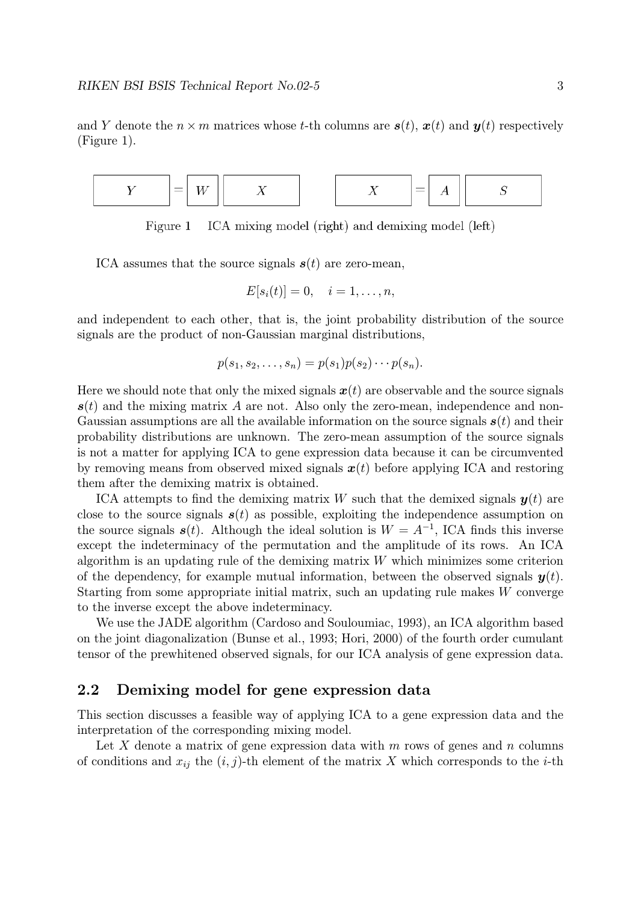and $Y$ denote the $n \times m$ matrices whose $t$-th columns are $\boldsymbol{s}(t)$, $\boldsymbol{x}(t)$ and $\boldsymbol{y}(t)$ respectively (Figure 1).

$$Y = W \; X \qquad\qquad X = A \; S$$

Figure 1 ICA mixing model (right) and demixing model (left)

ICA assumes that the source signals $\boldsymbol{s}(t)$ are zero-mean,

$$E[s_i(t)] = 0, \quad i = 1, \ldots, n,$$

and independent to each other, that is, the joint probability distribution of the source signals are the product of non-Gaussian marginal distributions,

$$p(s_1, s_2, \ldots, s_n) = p(s_1)p(s_2)\cdots p(s_n).$$

Here we should note that only the mixed signals $\boldsymbol{x}(t)$ are observable and the source signals $\boldsymbol{s}(t)$ and the mixing matrix $A$ are not. Also only the zero-mean, independence and non-Gaussian assumptions are all the available information on the source signals $\boldsymbol{s}(t)$ and their probability distributions are unknown. The zero-mean assumption of the source signals is not a matter for applying ICA to gene expression data because it can be circumvented by removing means from observed mixed signals $\boldsymbol{x}(t)$ before applying ICA and restoring them after the demixing matrix is obtained.

ICA attempts to find the demixing matrix $W$ such that the demixed signals $\boldsymbol{y}(t)$ are close to the source signals $\boldsymbol{s}(t)$ as possible, exploiting the independence assumption on the source signals $\boldsymbol{s}(t)$. Although the ideal solution is $W = A^{-1}$, ICA finds this inverse except the indeterminacy of the permutation and the amplitude of its rows. An ICA algorithm is an updating rule of the demixing matrix $W$ which minimizes some criterion of the dependency, for example mutual information, between the observed signals $\boldsymbol{y}(t)$. Starting from some appropriate initial matrix, such an updating rule makes $W$ converge to the inverse except the above indeterminacy.

We use the JADE algorithm (Cardoso and Souloumiac, 1993), an ICA algorithm based on the joint diagonalization (Bunse et al., 1993; Hori, 2000) of the fourth order cumulant tensor of the prewhitened observed signals, for our ICA analysis of gene expression data.

## 2.2 Demixing model for gene expression data

This section discusses a feasible way of applying ICA to a gene expression data and the interpretation of the corresponding mixing model.

Let $X$ denote a matrix of gene expression data with $m$ rows of genes and $n$ columns of conditions and $x_{ij}$ the $(i, j)$-th element of the matrix $X$ which corresponds to the $i$-th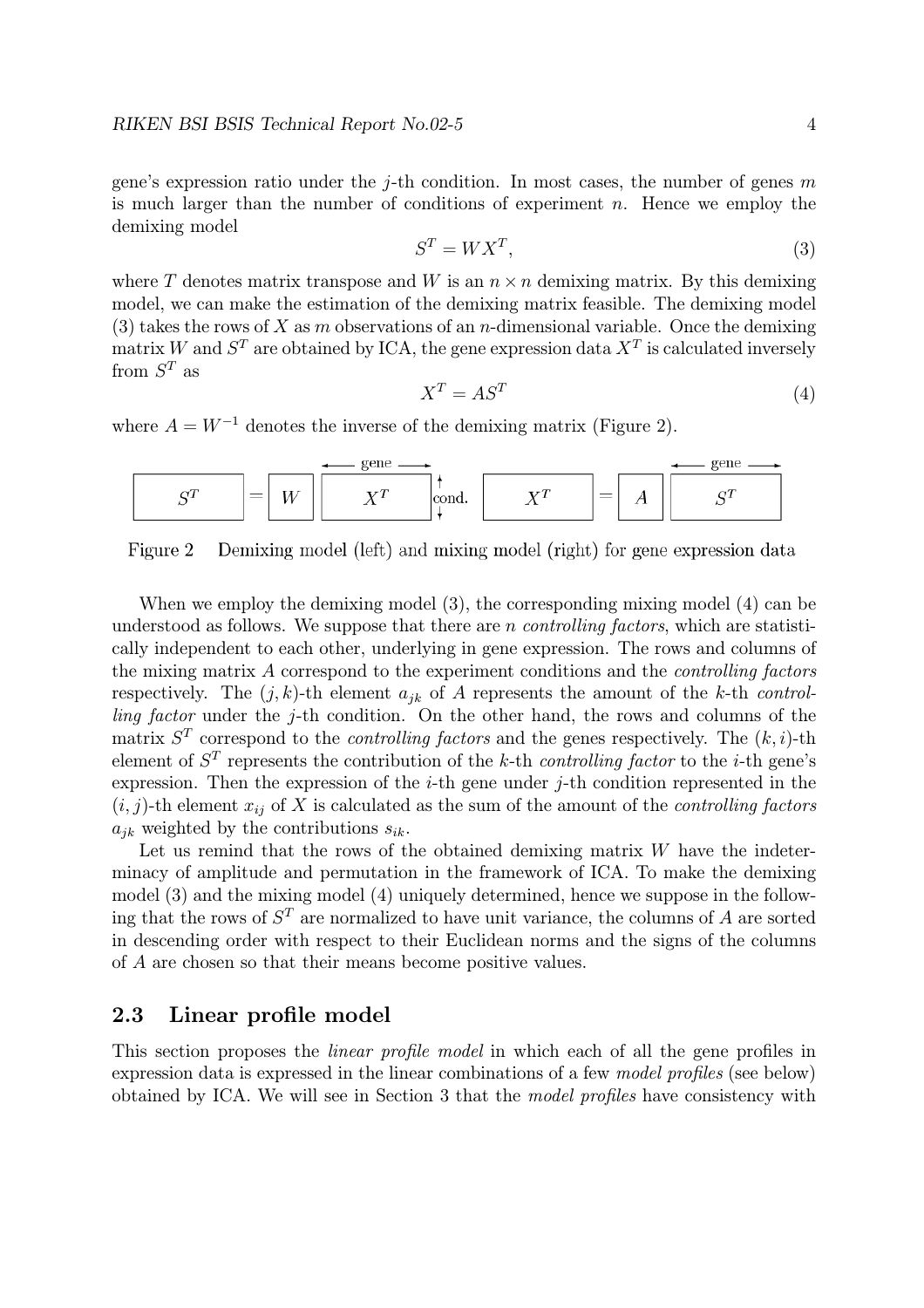gene's expression ratio under the $j$-th condition. In most cases, the number of genes $m$ is much larger than the number of conditions of experiment $n$. Hence we employ the demixing model

$$S^T = WX^T, \tag{3}$$

where $T$ denotes matrix transpose and $W$ is an $n \times n$ demixing matrix. By this demixing model, we can make the estimation of the demixing matrix feasible. The demixing model (3) takes the rows of $X$ as $m$ observations of an $n$-dimensional variable. Once the demixing matrix $W$ and $S^T$ are obtained by ICA, the gene expression data $X^T$ is calculated inversely from $S^T$ as

$$X^T = AS^T \tag{4}$$

where $A = W^{-1}$ denotes the inverse of the demixing matrix (Figure 2).

Figure 2 Demixing model (left) and mixing model (right) for gene expression data

When we employ the demixing model (3), the corresponding mixing model (4) can be understood as follows. We suppose that there are $n$ *controlling factors*, which are statistically independent to each other, underlying in gene expression. The rows and columns of the mixing matrix $A$ correspond to the experiment conditions and the *controlling factors* respectively. The $(j,k)$-th element $a_{jk}$ of $A$ represents the amount of the $k$-th *controlling factor* under the $j$-th condition. On the other hand, the rows and columns of the matrix $S^T$ correspond to the *controlling factors* and the genes respectively. The $(k,i)$-th element of $S^T$ represents the contribution of the $k$-th *controlling factor* to the $i$-th gene's expression. Then the expression of the $i$-th gene under $j$-th condition represented in the $(i,j)$-th element $x_{ij}$ of $X$ is calculated as the sum of the amount of the *controlling factors* $a_{jk}$ weighted by the contributions $s_{ik}$.

Let us remind that the rows of the obtained demixing matrix $W$ have the indeterminacy of amplitude and permutation in the framework of ICA. To make the demixing model (3) and the mixing model (4) uniquely determined, hence we suppose in the following that the rows of $S^T$ are normalized to have unit variance, the columns of $A$ are sorted in descending order with respect to their Euclidean norms and the signs of the columns of $A$ are chosen so that their means become positive values.

## 2.3 Linear profile model

This section proposes the *linear profile model* in which each of all the gene profiles in expression data is expressed in the linear combinations of a few *model profiles* (see below) obtained by ICA. We will see in Section 3 that the *model profiles* have consistency with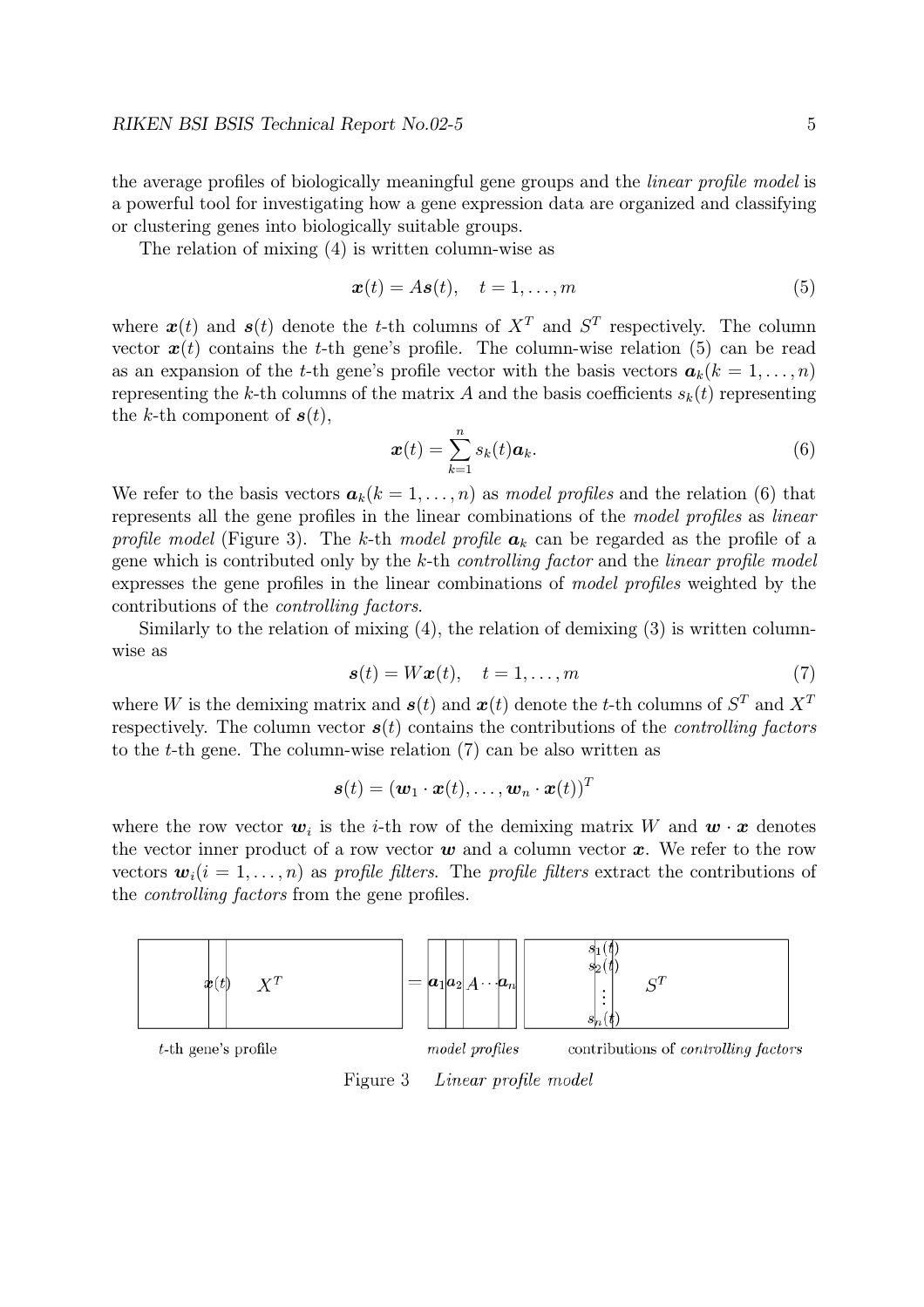the average profiles of biologically meaningful gene groups and the *linear profile model* is a powerful tool for investigating how a gene expression data are organized and classifying or clustering genes into biologically suitable groups.

The relation of mixing (4) is written column-wise as

$$\boldsymbol{x}(t) = A\boldsymbol{s}(t), \quad t = 1, \ldots, m \tag{5}$$

where $\boldsymbol{x}(t)$ and $\boldsymbol{s}(t)$ denote the $t$-th columns of $X^T$ and $S^T$ respectively. The column vector $\boldsymbol{x}(t)$ contains the $t$-th gene's profile. The column-wise relation (5) can be read as an expansion of the $t$-th gene's profile vector with the basis vectors $\boldsymbol{a}_k (k = 1, \ldots, n)$ representing the $k$-th columns of the matrix $A$ and the basis coefficients $s_k(t)$ representing the $k$-th component of $\boldsymbol{s}(t)$,

$$\boldsymbol{x}(t) = \sum_{k=1}^{n} s_k(t)\boldsymbol{a}_k. \tag{6}$$

We refer to the basis vectors $\boldsymbol{a}_k (k = 1, \ldots, n)$ as *model profiles* and the relation (6) that represents all the gene profiles in the linear combinations of the *model profiles* as *linear profile model* (Figure 3). The $k$-th *model profile* $\boldsymbol{a}_k$ can be regarded as the profile of a gene which is contributed only by the $k$-th *controlling factor* and the *linear profile model* expresses the gene profiles in the linear combinations of *model profiles* weighted by the contributions of the *controlling factors*.

Similarly to the relation of mixing (4), the relation of demixing (3) is written column-wise as

$$\boldsymbol{s}(t) = W\boldsymbol{x}(t), \quad t = 1, \ldots, m \tag{7}$$

where $W$ is the demixing matrix and $\boldsymbol{s}(t)$ and $\boldsymbol{x}(t)$ denote the $t$-th columns of $S^T$ and $X^T$ respectively. The column vector $\boldsymbol{s}(t)$ contains the contributions of the *controlling factors* to the $t$-th gene. The column-wise relation (7) can be also written as

$$\boldsymbol{s}(t) = (\boldsymbol{w}_1 \cdot \boldsymbol{x}(t), \ldots, \boldsymbol{w}_n \cdot \boldsymbol{x}(t))^T$$

where the row vector $\boldsymbol{w}_i$ is the $i$-th row of the demixing matrix $W$ and $\boldsymbol{w} \cdot \boldsymbol{x}$ denotes the vector inner product of a row vector $\boldsymbol{w}$ and a column vector $\boldsymbol{x}$. We refer to the row vectors $\boldsymbol{w}_i (i = 1, \ldots, n)$ as *profile filters*. The *profile filters* extract the contributions of the *controlling factors* from the gene profiles.

$\boldsymbol{x}(t)$ $X^T$ = $\boldsymbol{a}_1$ $\boldsymbol{a}_2$ $A \cdots \boldsymbol{a}_n$ $s_1(t)$ $s_2(t)$ $\vdots$ $s_n(t)$ $S^T$

$t$-th gene's profile — *model profiles* — contributions of *controlling factors*

Figure 3 *Linear profile model*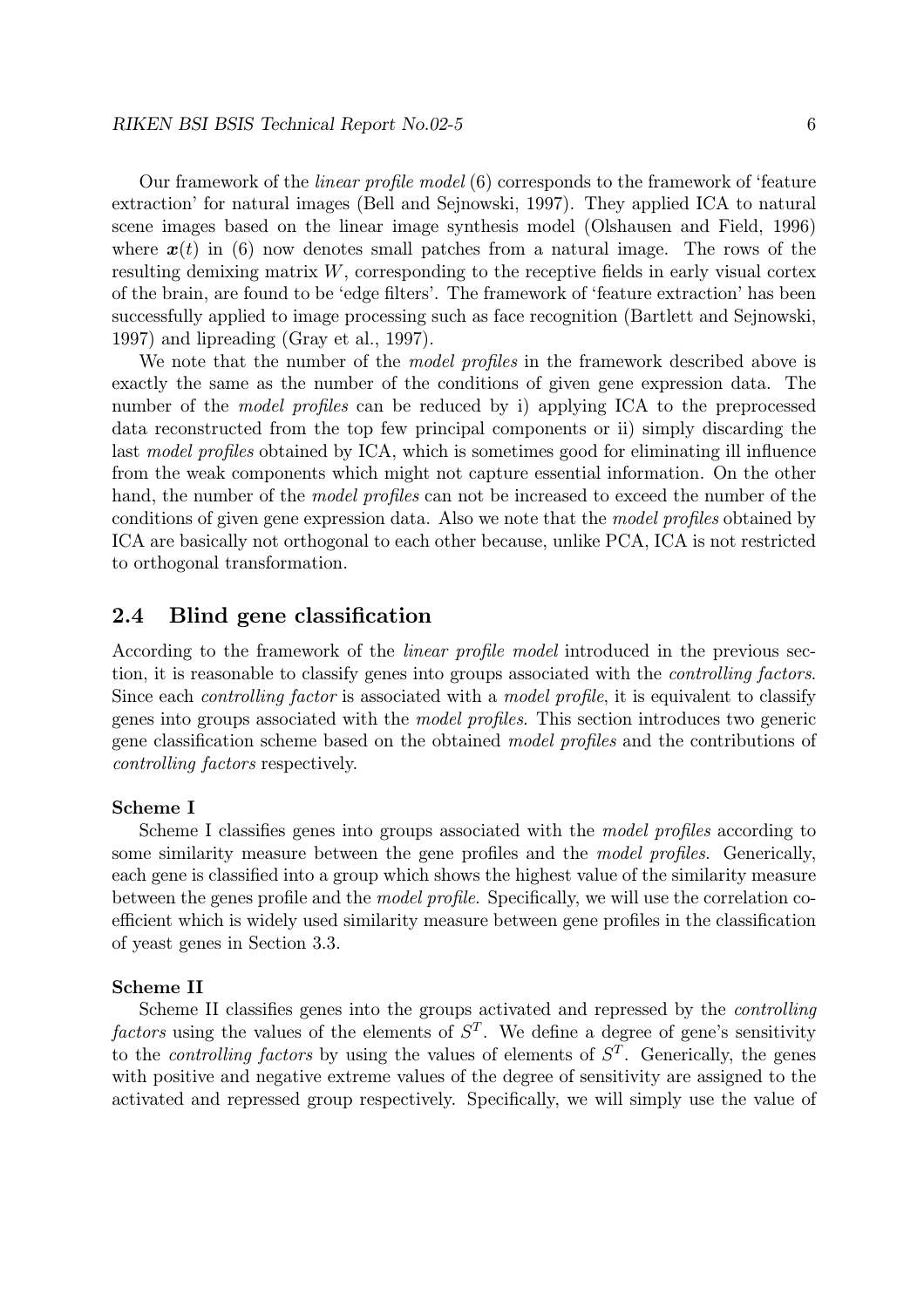Our framework of the *linear profile model* (6) corresponds to the framework of 'feature extraction' for natural images (Bell and Sejnowski, 1997). They applied ICA to natural scene images based on the linear image synthesis model (Olshausen and Field, 1996) where $\boldsymbol{x}(t)$ in (6) now denotes small patches from a natural image. The rows of the resulting demixing matrix $W$, corresponding to the receptive fields in early visual cortex of the brain, are found to be 'edge filters'. The framework of 'feature extraction' has been successfully applied to image processing such as face recognition (Bartlett and Sejnowski, 1997) and lipreading (Gray et al., 1997).

We note that the number of the *model profiles* in the framework described above is exactly the same as the number of the conditions of given gene expression data. The number of the *model profiles* can be reduced by i) applying ICA to the preprocessed data reconstructed from the top few principal components or ii) simply discarding the last *model profiles* obtained by ICA, which is sometimes good for eliminating ill influence from the weak components which might not capture essential information. On the other hand, the number of the *model profiles* can not be increased to exceed the number of the conditions of given gene expression data. Also we note that the *model profiles* obtained by ICA are basically not orthogonal to each other because, unlike PCA, ICA is not restricted to orthogonal transformation.

## 2.4 Blind gene classification

According to the framework of the *linear profile model* introduced in the previous section, it is reasonable to classify genes into groups associated with the *controlling factors*. Since each *controlling factor* is associated with a *model profile*, it is equivalent to classify genes into groups associated with the *model profiles*. This section introduces two generic gene classification scheme based on the obtained *model profiles* and the contributions of *controlling factors* respectively.

**Scheme I**

Scheme I classifies genes into groups associated with the *model profiles* according to some similarity measure between the gene profiles and the *model profiles*. Generically, each gene is classified into a group which shows the highest value of the similarity measure between the genes profile and the *model profile*. Specifically, we will use the correlation coefficient which is widely used similarity measure between gene profiles in the classification of yeast genes in Section 3.3.

**Scheme II**

Scheme II classifies genes into the groups activated and repressed by the *controlling factors* using the values of the elements of $S^T$. We define a degree of gene's sensitivity to the *controlling factors* by using the values of elements of $S^T$. Generically, the genes with positive and negative extreme values of the degree of sensitivity are assigned to the activated and repressed group respectively. Specifically, we will simply use the value of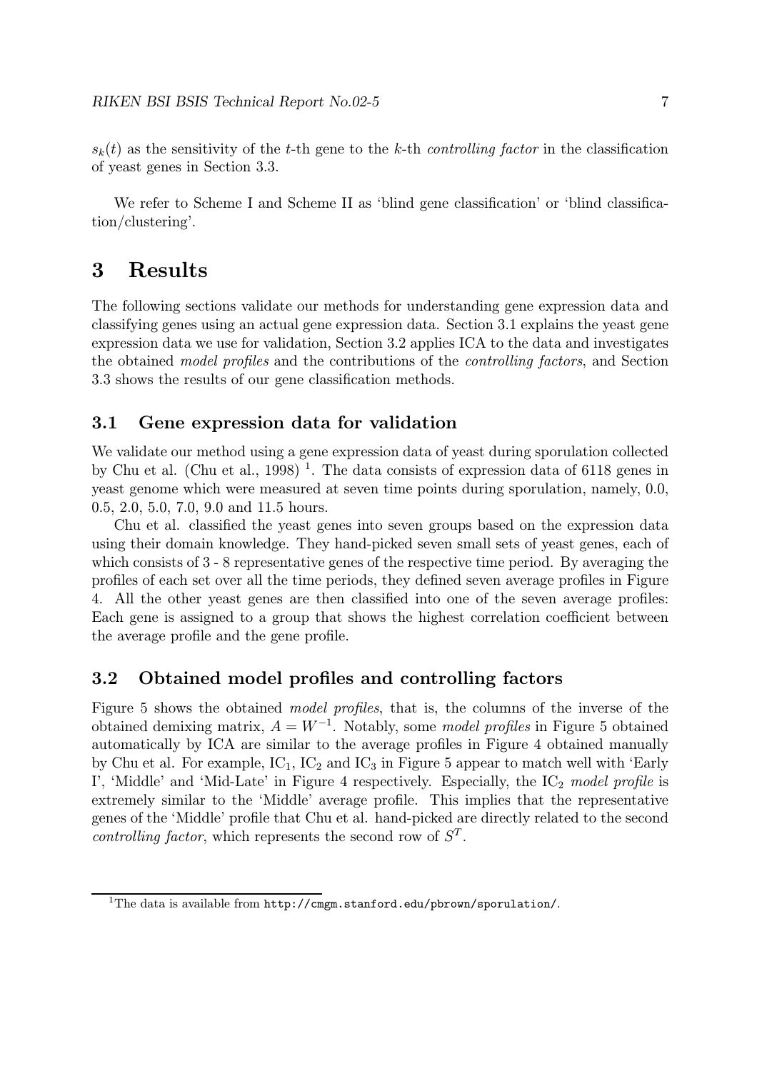$s_k(t)$ as the sensitivity of the $t$-th gene to the $k$-th *controlling factor* in the classification of yeast genes in Section 3.3.

We refer to Scheme I and Scheme II as 'blind gene classification' or 'blind classification/clustering'.

# 3 Results

The following sections validate our methods for understanding gene expression data and classifying genes using an actual gene expression data. Section 3.1 explains the yeast gene expression data we use for validation, Section 3.2 applies ICA to the data and investigates the obtained *model profiles* and the contributions of the *controlling factors*, and Section 3.3 shows the results of our gene classification methods.

## 3.1 Gene expression data for validation

We validate our method using a gene expression data of yeast during sporulation collected by Chu et al. (Chu et al., 1998) [1]. The data consists of expression data of 6118 genes in yeast genome which were measured at seven time points during sporulation, namely, 0.0, 0.5, 2.0, 5.0, 7.0, 9.0 and 11.5 hours.

Chu et al. classified the yeast genes into seven groups based on the expression data using their domain knowledge. They hand-picked seven small sets of yeast genes, each of which consists of 3 - 8 representative genes of the respective time period. By averaging the profiles of each set over all the time periods, they defined seven average profiles in Figure 4. All the other yeast genes are then classified into one of the seven average profiles: Each gene is assigned to a group that shows the highest correlation coefficient between the average profile and the gene profile.

## 3.2 Obtained model profiles and controlling factors

Figure 5 shows the obtained *model profiles*, that is, the columns of the inverse of the obtained demixing matrix, $A = W^{-1}$. Notably, some *model profiles* in Figure 5 obtained automatically by ICA are similar to the average profiles in Figure 4 obtained manually by Chu et al. For example, $\mathrm{IC}_1$, $\mathrm{IC}_2$ and $\mathrm{IC}_3$ in Figure 5 appear to match well with 'Early I', 'Middle' and 'Mid-Late' in Figure 4 respectively. Especially, the $\mathrm{IC}_2$ *model profile* is extremely similar to the 'Middle' average profile. This implies that the representative genes of the 'Middle' profile that Chu et al. hand-picked are directly related to the second *controlling factor*, which represents the second row of $S^T$.

[1] The data is available from `http://cmgm.stanford.edu/pbrown/sporulation/`.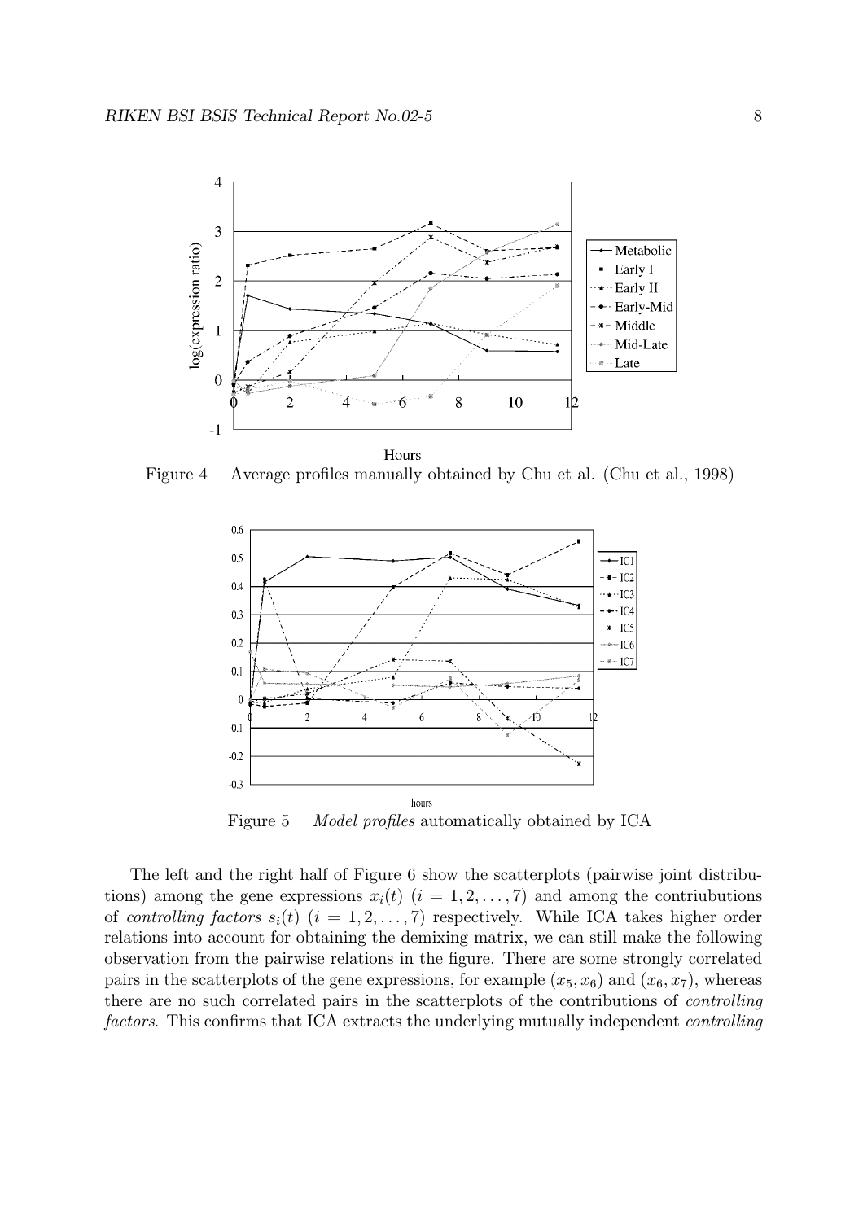4

3

2

1

0

-1

log(expression ratio)

0 2 4 6 8 10 12

Hours

Metabolic
Early I
Early II
Early-Mid
Middle
Mid-Late
Late

Figure 4 Average profiles manually obtained by Chu et al. (Chu et al., 1998)

0.6

0.5

0.4

0.3

0.2

0.1

0

-0.1

-0.2

-0.3

0 2 4 6 8 10 12

hours

IC1
IC2
IC3
IC4
IC5
IC6
IC7

Figure 5 *Model profiles* automatically obtained by ICA

The left and the right half of Figure 6 show the scatterplots (pairwise joint distributions) among the gene expressions $x_i(t)$ $(i = 1, 2, \ldots, 7)$ and among the contriubutions of *controlling factors* $s_i(t)$ $(i = 1, 2, \ldots, 7)$ respectively. While ICA takes higher order relations into account for obtaining the demixing matrix, we can still make the following observation from the pairwise relations in the figure. There are some strongly correlated pairs in the scatterplots of the gene expressions, for example $(x_5, x_6)$ and $(x_6, x_7)$, whereas there are no such correlated pairs in the scatterplots of the contributions of *controlling factors*. This confirms that ICA extracts the underlying mutually independent *controlling*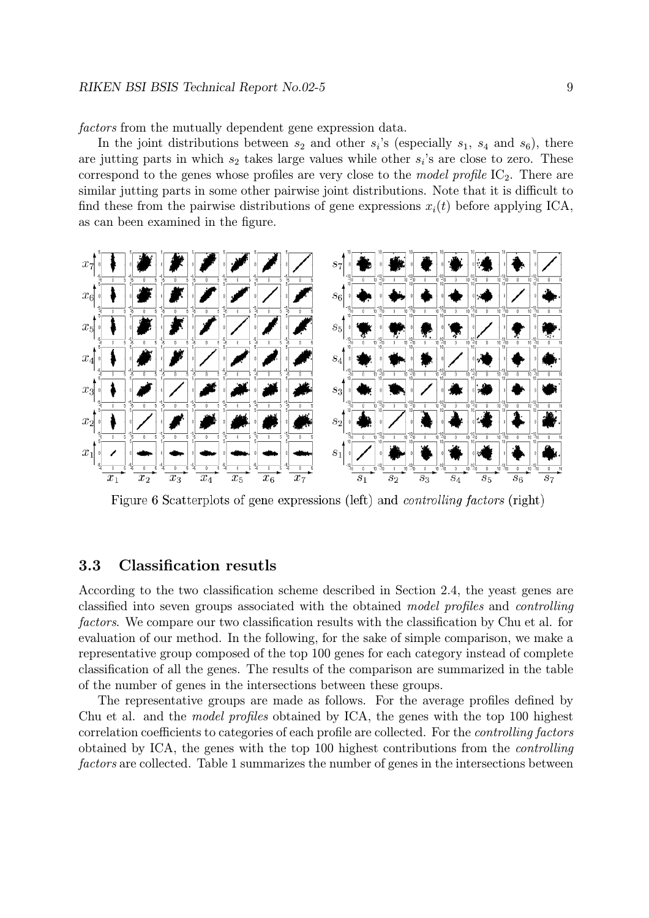*factors* from the mutually dependent gene expression data.

In the joint distributions between $s_2$ and other $s_i$'s (especially $s_1$, $s_4$ and $s_6$), there are jutting parts in which $s_2$ takes large values while other $s_i$'s are close to zero. These correspond to the genes whose profiles are very close to the *model profile* $\mathrm{IC}_2$. There are similar jutting parts in some other pairwise joint distributions. Note that it is difficult to find these from the pairwise distributions of gene expressions $x_i(t)$ before applying ICA, as can been examined in the figure.

Figure 6 Scatterplots of gene expressions (left) and *controlling factors* (right)

## 3.3 Classification resutls

According to the two classification scheme described in Section 2.4, the yeast genes are classified into seven groups associated with the obtained *model profiles* and *controlling factors*. We compare our two classification results with the classification by Chu et al. for evaluation of our method. In the following, for the sake of simple comparison, we make a representative group composed of the top 100 genes for each category instead of complete classification of all the genes. The results of the comparison are summarized in the table of the number of genes in the intersections between these groups.

The representative groups are made as follows. For the average profiles defined by Chu et al. and the *model profiles* obtained by ICA, the genes with the top 100 highest correlation coefficients to categories of each profile are collected. For the *controlling factors* obtained by ICA, the genes with the top 100 highest contributions from the *controlling factors* are collected. Table 1 summarizes the number of genes in the intersections between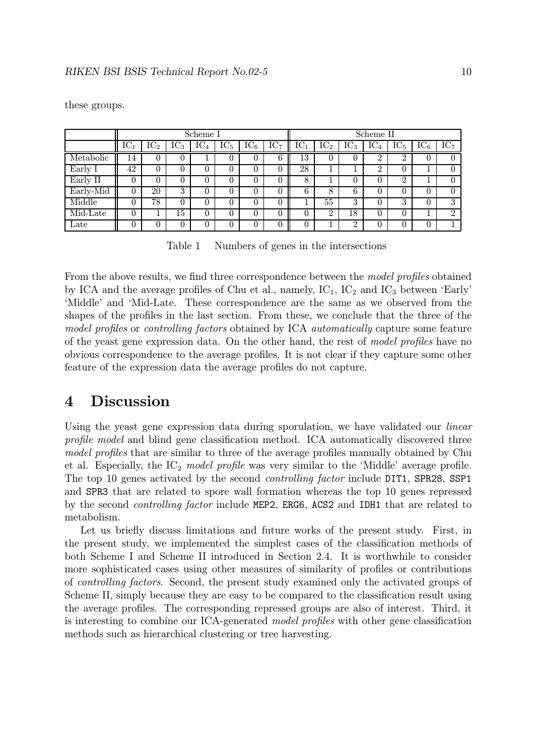these groups.

| | Scheme I | | | | | | | Scheme II | | | | | | |
|---|---|---|---|---|---|---|---|---|---|---|---|---|---|---|
| | $IC_1$ | $IC_2$ | $IC_3$ | $IC_4$ | $IC_5$ | $IC_6$ | $IC_7$ | $IC_1$ | $IC_2$ | $IC_3$ | $IC_4$ | $IC_5$ | $IC_6$ | $IC_7$ |
| Metabolic | 14 | 0 | 0 | 1 | 0 | 0 | 6 | 13 | 0 | 0 | 2 | 2 | 0 | 0 |
| Early I | 42 | 0 | 0 | 0 | 0 | 0 | 0 | 28 | 1 | 1 | 2 | 0 | 1 | 0 |
| Early II | 0 | 0 | 0 | 0 | 0 | 0 | 0 | 8 | 1 | 0 | 0 | 2 | 1 | 0 |
| Early-Mid | 0 | 20 | 3 | 0 | 0 | 0 | 0 | 6 | 8 | 6 | 0 | 0 | 0 | 0 |
| Middle | 0 | 78 | 0 | 0 | 0 | 0 | 0 | 1 | 55 | 3 | 0 | 3 | 0 | 3 |
| Mid-Late | 0 | 1 | 15 | 0 | 0 | 0 | 0 | 0 | 2 | 18 | 0 | 0 | 1 | 2 |
| Late | 0 | 0 | 0 | 0 | 0 | 0 | 0 | 0 | 1 | 2 | 0 | 0 | 0 | 1 |

Table 1 Numbers of genes in the intersections

From the above results, we find three correspondence between the *model profiles* obtained by ICA and the average profiles of Chu et al., namely, $IC_1$, $IC_2$ and $IC_3$ between 'Early' 'Middle' and 'Mid-Late. These correspondence are the same as we observed from the shapes of the profiles in the last section. From these, we conclude that the three of the *model profiles* or *controlling factors* obtained by ICA *automatically* capture some feature of the yeast gene expression data. On the other hand, the rest of *model profiles* have no obvious correspondence to the average profiles. It is not clear if they capture some other feature of the expression data the average profiles do not capture.

# 4 Discussion

Using the yeast gene expression data during sporulation, we have validated our *linear profile model* and blind gene classification method. ICA automatically discovered three *model profiles* that are similar to three of the average profiles manually obtained by Chu et al. Especially, the $IC_2$ *model profile* was very similar to the 'Middle' average profile. The top 10 genes activated by the second *controlling factor* include DIT1, SPR28, SSP1 and SPR3 that are related to spore wall formation whereas the top 10 genes repressed by the second *controlling factor* include MEP2, ERG6, ACS2 and IDH1 that are related to metabolism.

Let us briefly discuss limitations and future works of the present study. First, in the present study, we implemented the simplest cases of the classification methods of both Scheme I and Scheme II introduced in Section 2.4. It is worthwhile to consider more sophisticated cases using other measures of similarity of profiles or contributions of *controlling factors*. Second, the present study examined only the activated groups of Scheme II, simply because they are easy to be compared to the classification result using the average profiles. The corresponding repressed groups are also of interest. Third, it is interesting to combine our ICA-generated *model profiles* with other gene classification methods such as hierarchical clustering or tree harvesting.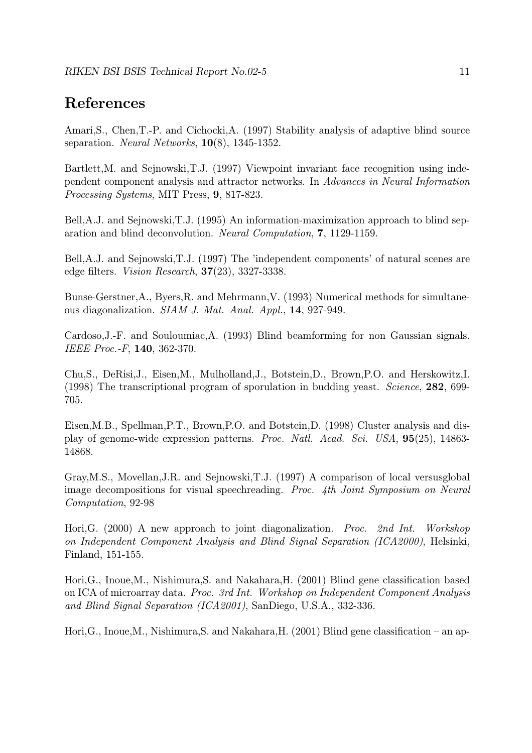## References

Amari,S., Chen,T.-P. and Cichocki,A. (1997) Stability analysis of adaptive blind source separation. *Neural Networks*, **10**(8), 1345-1352.

Bartlett,M. and Sejnowski,T.J. (1997) Viewpoint invariant face recognition using independent component analysis and attractor networks. In *Advances in Neural Information Processing Systems*, MIT Press, **9**, 817-823.

Bell,A.J. and Sejnowski,T.J. (1995) An information-maximization approach to blind separation and blind deconvolution. *Neural Computation*, **7**, 1129-1159.

Bell,A.J. and Sejnowski,T.J. (1997) The 'independent components' of natural scenes are edge filters. *Vision Research*, **37**(23), 3327-3338.

Bunse-Gerstner,A., Byers,R. and Mehrmann,V. (1993) Numerical methods for simultaneous diagonalization. *SIAM J. Mat. Anal. Appl.*, **14**, 927-949.

Cardoso,J.-F. and Souloumiac,A. (1993) Blind beamforming for non Gaussian signals. *IEEE Proc.-F*, **140**, 362-370.

Chu,S., DeRisi,J., Eisen,M., Mulholland,J., Botstein,D., Brown,P.O. and Herskowitz,I. (1998) The transcriptional program of sporulation in budding yeast. *Science*, **282**, 699-705.

Eisen,M.B., Spellman,P.T., Brown,P.O. and Botstein,D. (1998) Cluster analysis and display of genome-wide expression patterns. *Proc. Natl. Acad. Sci. USA*, **95**(25), 14863-14868.

Gray,M.S., Movellan,J.R. and Sejnowski,T.J. (1997) A comparison of local versusglobal image decompositions for visual speechreading. *Proc. 4th Joint Symposium on Neural Computation*, 92-98

Hori,G. (2000) A new approach to joint diagonalization. *Proc. 2nd Int. Workshop on Independent Component Analysis and Blind Signal Separation (ICA2000)*, Helsinki, Finland, 151-155.

Hori,G., Inoue,M., Nishimura,S. and Nakahara,H. (2001) Blind gene classification based on ICA of microarray data. *Proc. 3rd Int. Workshop on Independent Component Analysis and Blind Signal Separation (ICA2001)*, SanDiego, U.S.A., 332-336.

Hori,G., Inoue,M., Nishimura,S. and Nakahara,H. (2001) Blind gene classification – an ap-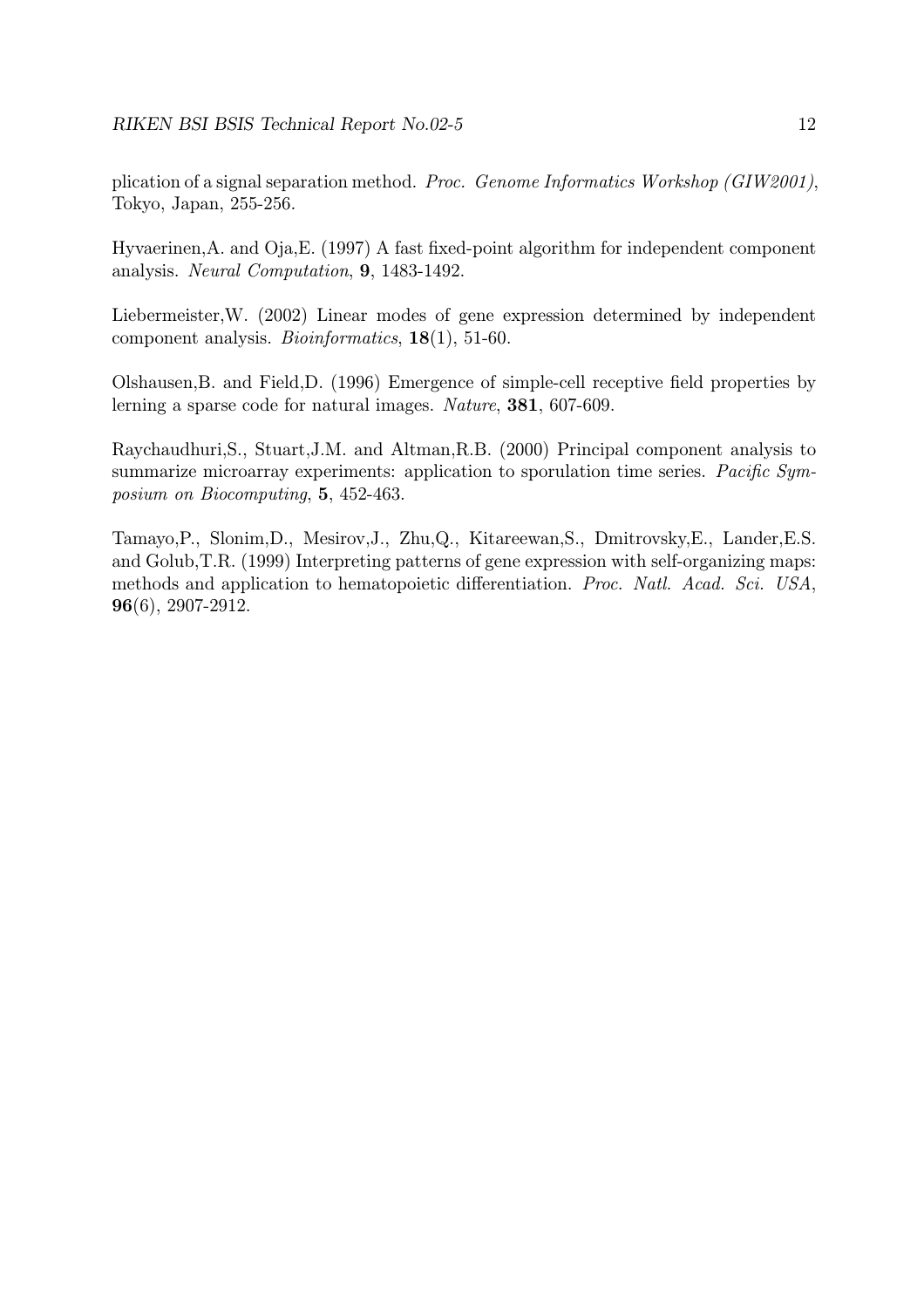plication of a signal separation method. *Proc. Genome Informatics Workshop (GIW2001)*, Tokyo, Japan, 255-256.

Hyvaerinen,A. and Oja,E. (1997) A fast fixed-point algorithm for independent component analysis. *Neural Computation*, **9**, 1483-1492.

Liebermeister,W. (2002) Linear modes of gene expression determined by independent component analysis. *Bioinformatics*, **18**(1), 51-60.

Olshausen,B. and Field,D. (1996) Emergence of simple-cell receptive field properties by lerning a sparse code for natural images. *Nature*, **381**, 607-609.

Raychaudhuri,S., Stuart,J.M. and Altman,R.B. (2000) Principal component analysis to summarize microarray experiments: application to sporulation time series. *Pacific Symposium on Biocomputing*, **5**, 452-463.

Tamayo,P., Slonim,D., Mesirov,J., Zhu,Q., Kitareewan,S., Dmitrovsky,E., Lander,E.S. and Golub,T.R. (1999) Interpreting patterns of gene expression with self-organizing maps: methods and application to hematopoietic differentiation. *Proc. Natl. Acad. Sci. USA*, **96**(6), 2907-2912.